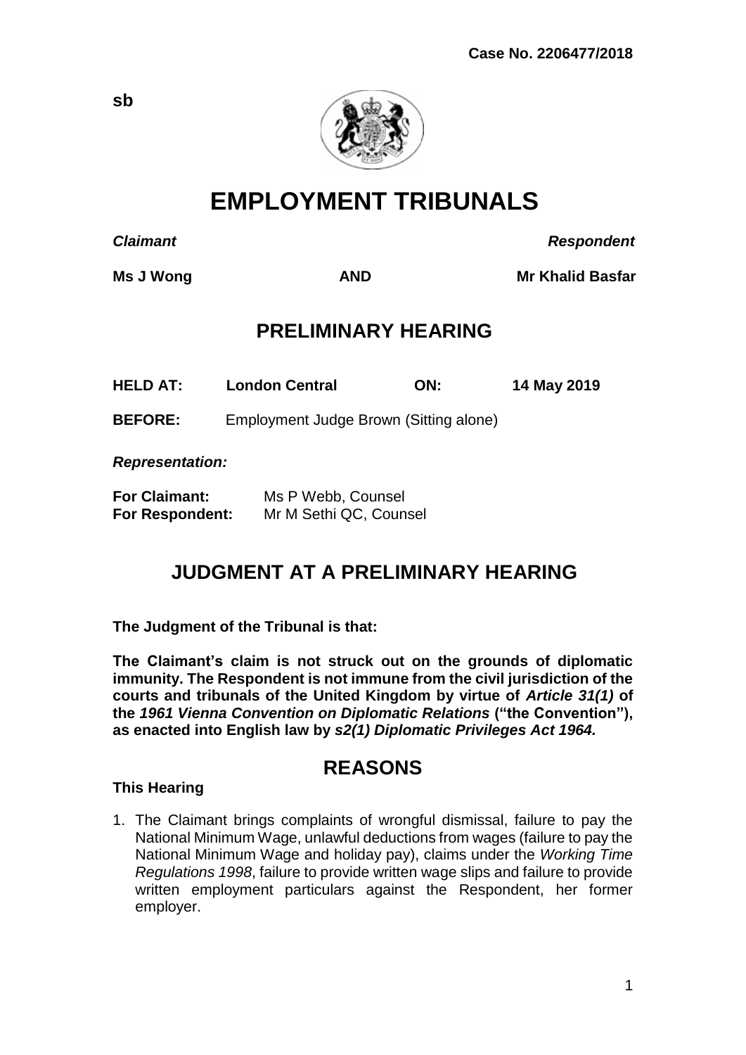**Case No. 2206477/2018**

**sb**

# EMPLOYMENT TRIBUNALS

| ***Claimant*** | | ***Respondent*** |
|---|---|---|
| **Ms J Wong** | **AND** | **Mr Khalid Basfar** |

## PRELIMINARY HEARING

**HELD AT:** **London Central** **ON:** **14 May 2019**

**BEFORE:** Employment Judge Brown (Sitting alone)

***Representation:***

**For Claimant:** Ms P Webb, Counsel
**For Respondent:** Mr M Sethi QC, Counsel

## JUDGMENT AT A PRELIMINARY HEARING

**The Judgment of the Tribunal is that:**

**The Claimant's claim is not struck out on the grounds of diplomatic immunity. The Respondent is not immune from the civil jurisdiction of the courts and tribunals of the United Kingdom by virtue of *Article 31(1)* of the *1961 Vienna Convention on Diplomatic Relations* ("the Convention"), as enacted into English law by *s2(1) Diplomatic Privileges Act 1964.***

## REASONS

### This Hearing

1. The Claimant brings complaints of wrongful dismissal, failure to pay the National Minimum Wage, unlawful deductions from wages (failure to pay the National Minimum Wage and holiday pay), claims under the *Working Time Regulations 1998*, failure to provide written wage slips and failure to provide written employment particulars against the Respondent, her former employer.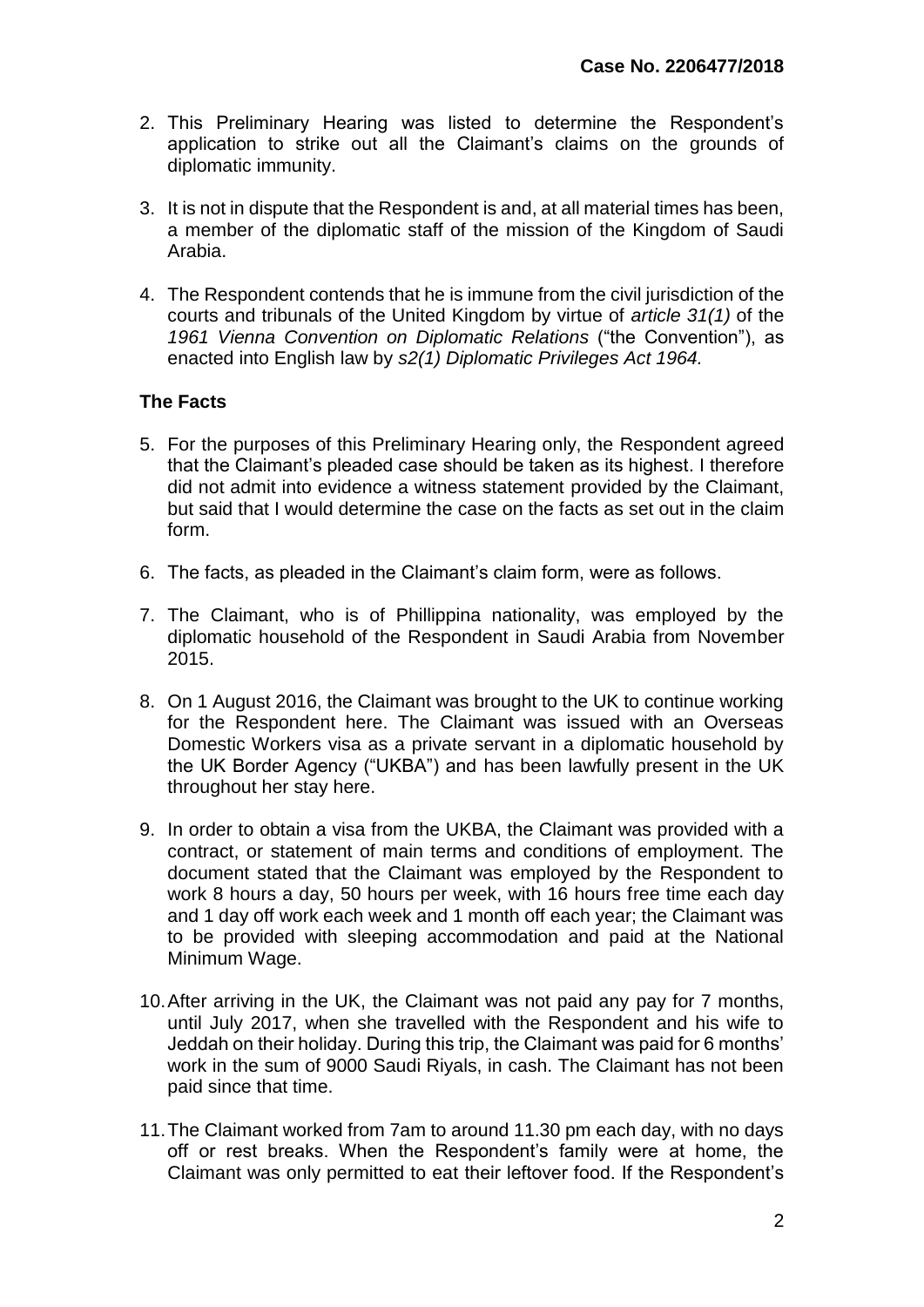2. This Preliminary Hearing was listed to determine the Respondent's application to strike out all the Claimant's claims on the grounds of diplomatic immunity.

3. It is not in dispute that the Respondent is and, at all material times has been, a member of the diplomatic staff of the mission of the Kingdom of Saudi Arabia.

4. The Respondent contends that he is immune from the civil jurisdiction of the courts and tribunals of the United Kingdom by virtue of *article 31(1)* of the *1961 Vienna Convention on Diplomatic Relations* ("the Convention"), as enacted into English law by *s2(1) Diplomatic Privileges Act 1964.*

**The Facts**

5. For the purposes of this Preliminary Hearing only, the Respondent agreed that the Claimant's pleaded case should be taken as its highest. I therefore did not admit into evidence a witness statement provided by the Claimant, but said that I would determine the case on the facts as set out in the claim form.

6. The facts, as pleaded in the Claimant's claim form, were as follows.

7. The Claimant, who is of Phillippina nationality, was employed by the diplomatic household of the Respondent in Saudi Arabia from November 2015.

8. On 1 August 2016, the Claimant was brought to the UK to continue working for the Respondent here. The Claimant was issued with an Overseas Domestic Workers visa as a private servant in a diplomatic household by the UK Border Agency ("UKBA") and has been lawfully present in the UK throughout her stay here.

9. In order to obtain a visa from the UKBA, the Claimant was provided with a contract, or statement of main terms and conditions of employment. The document stated that the Claimant was employed by the Respondent to work 8 hours a day, 50 hours per week, with 16 hours free time each day and 1 day off work each week and 1 month off each year; the Claimant was to be provided with sleeping accommodation and paid at the National Minimum Wage.

10. After arriving in the UK, the Claimant was not paid any pay for 7 months, until July 2017, when she travelled with the Respondent and his wife to Jeddah on their holiday. During this trip, the Claimant was paid for 6 months' work in the sum of 9000 Saudi Riyals, in cash. The Claimant has not been paid since that time.

11. The Claimant worked from 7am to around 11.30 pm each day, with no days off or rest breaks. When the Respondent's family were at home, the Claimant was only permitted to eat their leftover food. If the Respondent's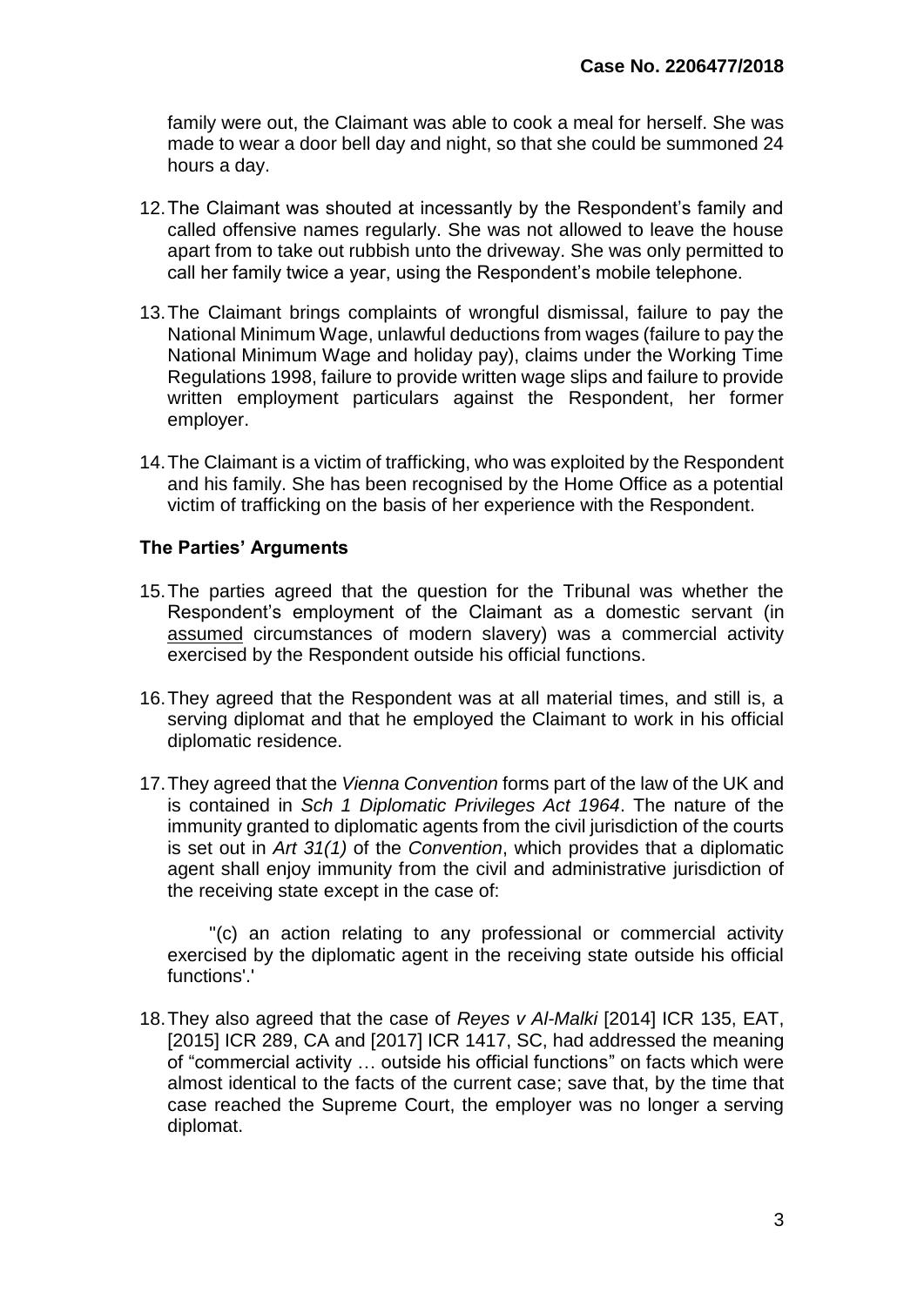family were out, the Claimant was able to cook a meal for herself. She was made to wear a door bell day and night, so that she could be summoned 24 hours a day.

12. The Claimant was shouted at incessantly by the Respondent's family and called offensive names regularly. She was not allowed to leave the house apart from to take out rubbish unto the driveway. She was only permitted to call her family twice a year, using the Respondent's mobile telephone.

13. The Claimant brings complaints of wrongful dismissal, failure to pay the National Minimum Wage, unlawful deductions from wages (failure to pay the National Minimum Wage and holiday pay), claims under the Working Time Regulations 1998, failure to provide written wage slips and failure to provide written employment particulars against the Respondent, her former employer.

14. The Claimant is a victim of trafficking, who was exploited by the Respondent and his family. She has been recognised by the Home Office as a potential victim of trafficking on the basis of her experience with the Respondent.

### The Parties' Arguments

15. The parties agreed that the question for the Tribunal was whether the Respondent's employment of the Claimant as a domestic servant (in assumed circumstances of modern slavery) was a commercial activity exercised by the Respondent outside his official functions.

16. They agreed that the Respondent was at all material times, and still is, a serving diplomat and that he employed the Claimant to work in his official diplomatic residence.

17. They agreed that the *Vienna Convention* forms part of the law of the UK and is contained in *Sch 1 Diplomatic Privileges Act 1964*. The nature of the immunity granted to diplomatic agents from the civil jurisdiction of the courts is set out in *Art 31(1)* of the *Convention*, which provides that a diplomatic agent shall enjoy immunity from the civil and administrative jurisdiction of the receiving state except in the case of:

    "(c) an action relating to any professional or commercial activity exercised by the diplomatic agent in the receiving state outside his official functions'.'

18. They also agreed that the case of *Reyes v Al-Malki* [2014] ICR 135, EAT, [2015] ICR 289, CA and [2017] ICR 1417, SC, had addressed the meaning of "commercial activity … outside his official functions" on facts which were almost identical to the facts of the current case; save that, by the time that case reached the Supreme Court, the employer was no longer a serving diplomat.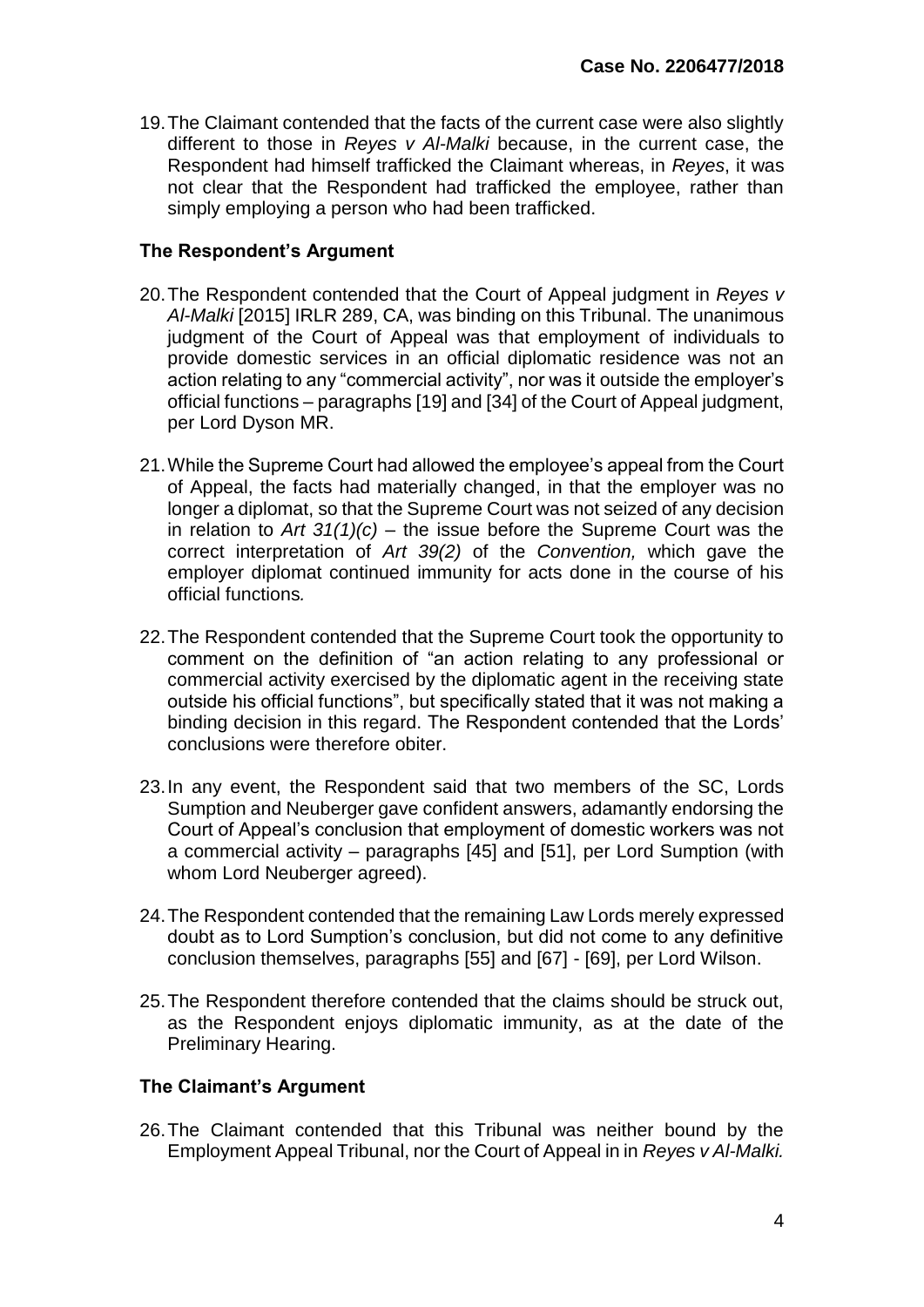19. The Claimant contended that the facts of the current case were also slightly different to those in *Reyes v Al-Malki* because, in the current case, the Respondent had himself trafficked the Claimant whereas, in *Reyes*, it was not clear that the Respondent had trafficked the employee, rather than simply employing a person who had been trafficked.

### The Respondent's Argument

20. The Respondent contended that the Court of Appeal judgment in *Reyes v Al-Malki* [2015] IRLR 289, CA, was binding on this Tribunal. The unanimous judgment of the Court of Appeal was that employment of individuals to provide domestic services in an official diplomatic residence was not an action relating to any "commercial activity", nor was it outside the employer's official functions – paragraphs [19] and [34] of the Court of Appeal judgment, per Lord Dyson MR.

21. While the Supreme Court had allowed the employee's appeal from the Court of Appeal, the facts had materially changed, in that the employer was no longer a diplomat, so that the Supreme Court was not seized of any decision in relation to *Art 31(1)(c)* – the issue before the Supreme Court was the correct interpretation of *Art 39(2)* of the *Convention,* which gave the employer diplomat continued immunity for acts done in the course of his official functions*.*

22. The Respondent contended that the Supreme Court took the opportunity to comment on the definition of "an action relating to any professional or commercial activity exercised by the diplomatic agent in the receiving state outside his official functions", but specifically stated that it was not making a binding decision in this regard. The Respondent contended that the Lords' conclusions were therefore obiter.

23. In any event, the Respondent said that two members of the SC, Lords Sumption and Neuberger gave confident answers, adamantly endorsing the Court of Appeal's conclusion that employment of domestic workers was not a commercial activity – paragraphs [45] and [51], per Lord Sumption (with whom Lord Neuberger agreed).

24. The Respondent contended that the remaining Law Lords merely expressed doubt as to Lord Sumption's conclusion, but did not come to any definitive conclusion themselves, paragraphs [55] and [67] - [69], per Lord Wilson.

25. The Respondent therefore contended that the claims should be struck out, as the Respondent enjoys diplomatic immunity, as at the date of the Preliminary Hearing.

### The Claimant's Argument

26. The Claimant contended that this Tribunal was neither bound by the Employment Appeal Tribunal, nor the Court of Appeal in in *Reyes v Al-Malki.*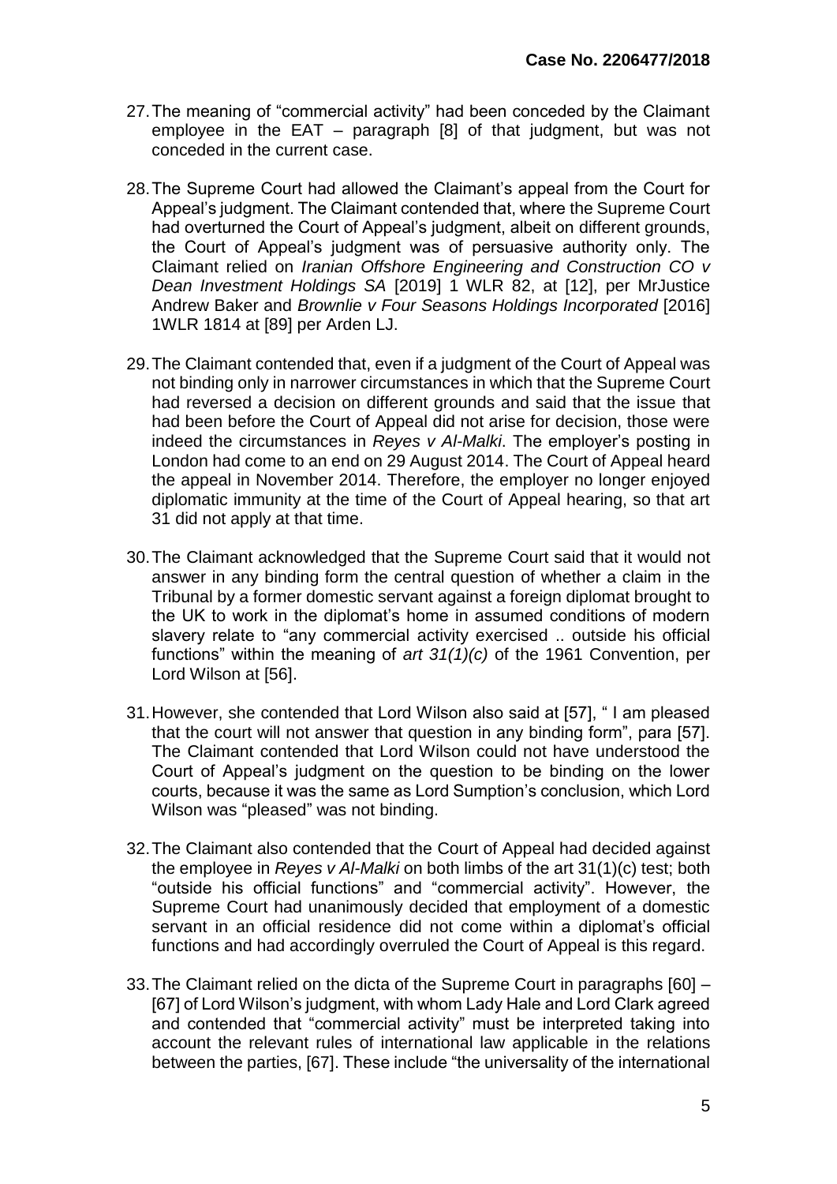27. The meaning of "commercial activity" had been conceded by the Claimant employee in the EAT – paragraph [8] of that judgment, but was not conceded in the current case.

28. The Supreme Court had allowed the Claimant's appeal from the Court for Appeal's judgment. The Claimant contended that, where the Supreme Court had overturned the Court of Appeal's judgment, albeit on different grounds, the Court of Appeal's judgment was of persuasive authority only. The Claimant relied on *Iranian Offshore Engineering and Construction CO v Dean Investment Holdings SA* [2019] 1 WLR 82, at [12], per MrJustice Andrew Baker and *Brownlie v Four Seasons Holdings Incorporated* [2016] 1WLR 1814 at [89] per Arden LJ.

29. The Claimant contended that, even if a judgment of the Court of Appeal was not binding only in narrower circumstances in which that the Supreme Court had reversed a decision on different grounds and said that the issue that had been before the Court of Appeal did not arise for decision, those were indeed the circumstances in *Reyes v Al-Malki*. The employer's posting in London had come to an end on 29 August 2014. The Court of Appeal heard the appeal in November 2014. Therefore, the employer no longer enjoyed diplomatic immunity at the time of the Court of Appeal hearing, so that art 31 did not apply at that time.

30. The Claimant acknowledged that the Supreme Court said that it would not answer in any binding form the central question of whether a claim in the Tribunal by a former domestic servant against a foreign diplomat brought to the UK to work in the diplomat's home in assumed conditions of modern slavery relate to "any commercial activity exercised .. outside his official functions" within the meaning of *art 31(1)(c)* of the 1961 Convention, per Lord Wilson at [56].

31. However, she contended that Lord Wilson also said at [57], " I am pleased that the court will not answer that question in any binding form", para [57]. The Claimant contended that Lord Wilson could not have understood the Court of Appeal's judgment on the question to be binding on the lower courts, because it was the same as Lord Sumption's conclusion, which Lord Wilson was "pleased" was not binding.

32. The Claimant also contended that the Court of Appeal had decided against the employee in *Reyes v Al-Malki* on both limbs of the art 31(1)(c) test; both "outside his official functions" and "commercial activity". However, the Supreme Court had unanimously decided that employment of a domestic servant in an official residence did not come within a diplomat's official functions and had accordingly overruled the Court of Appeal is this regard.

33. The Claimant relied on the dicta of the Supreme Court in paragraphs [60] – [67] of Lord Wilson's judgment, with whom Lady Hale and Lord Clark agreed and contended that "commercial activity" must be interpreted taking into account the relevant rules of international law applicable in the relations between the parties, [67]. These include "the universality of the international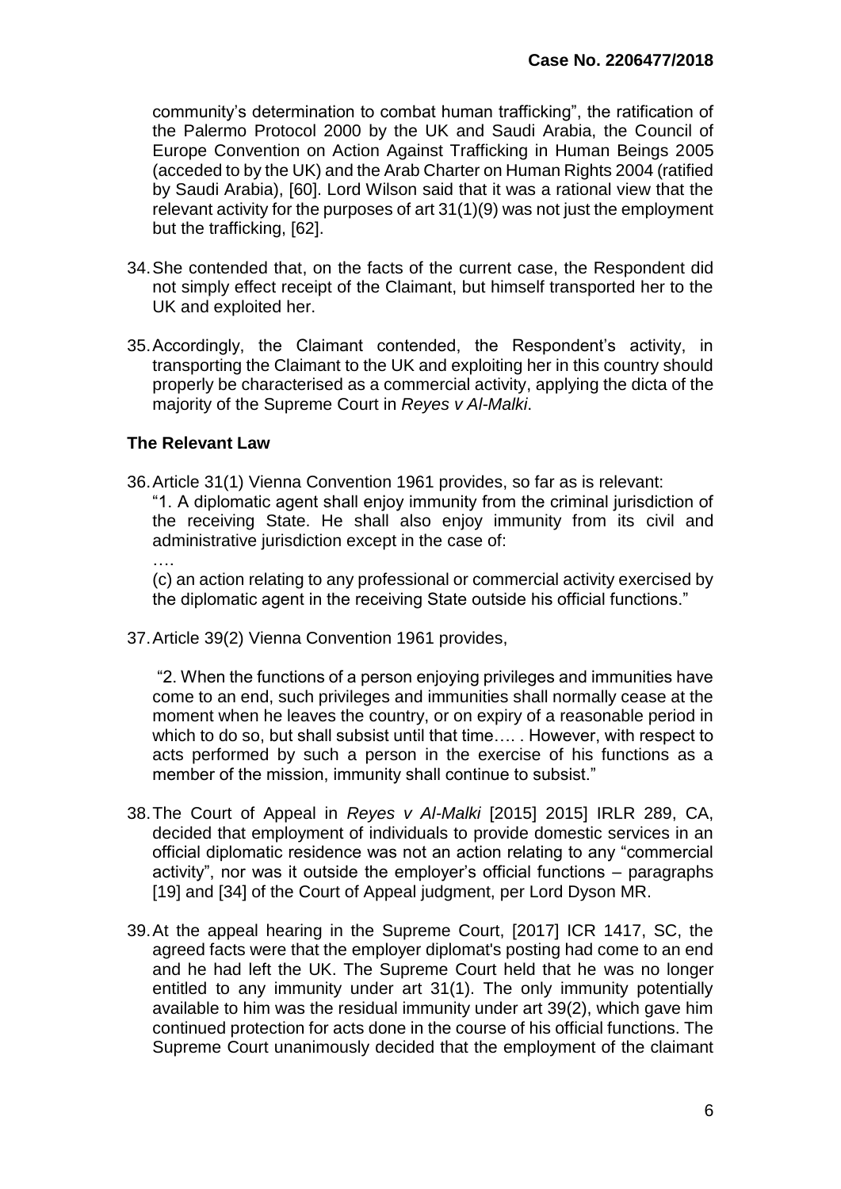community's determination to combat human trafficking", the ratification of the Palermo Protocol 2000 by the UK and Saudi Arabia, the Council of Europe Convention on Action Against Trafficking in Human Beings 2005 (acceded to by the UK) and the Arab Charter on Human Rights 2004 (ratified by Saudi Arabia), [60]. Lord Wilson said that it was a rational view that the relevant activity for the purposes of art 31(1)(9) was not just the employment but the trafficking, [62].

34. She contended that, on the facts of the current case, the Respondent did not simply effect receipt of the Claimant, but himself transported her to the UK and exploited her.

35. Accordingly, the Claimant contended, the Respondent's activity, in transporting the Claimant to the UK and exploiting her in this country should properly be characterised as a commercial activity, applying the dicta of the majority of the Supreme Court in *Reyes v Al-Malki*.

### The Relevant Law

36. Article 31(1) Vienna Convention 1961 provides, so far as is relevant:
"1. A diplomatic agent shall enjoy immunity from the criminal jurisdiction of the receiving State. He shall also enjoy immunity from its civil and administrative jurisdiction except in the case of:
….
(c) an action relating to any professional or commercial activity exercised by the diplomatic agent in the receiving State outside his official functions."

37. Article 39(2) Vienna Convention 1961 provides,

"2. When the functions of a person enjoying privileges and immunities have come to an end, such privileges and immunities shall normally cease at the moment when he leaves the country, or on expiry of a reasonable period in which to do so, but shall subsist until that time…. . However, with respect to acts performed by such a person in the exercise of his functions as a member of the mission, immunity shall continue to subsist."

38. The Court of Appeal in *Reyes v Al-Malki* [2015] 2015] IRLR 289, CA, decided that employment of individuals to provide domestic services in an official diplomatic residence was not an action relating to any "commercial activity", nor was it outside the employer's official functions – paragraphs [19] and [34] of the Court of Appeal judgment, per Lord Dyson MR.

39. At the appeal hearing in the Supreme Court, [2017] ICR 1417, SC, the agreed facts were that the employer diplomat's posting had come to an end and he had left the UK. The Supreme Court held that he was no longer entitled to any immunity under art 31(1). The only immunity potentially available to him was the residual immunity under art 39(2), which gave him continued protection for acts done in the course of his official functions. The Supreme Court unanimously decided that the employment of the claimant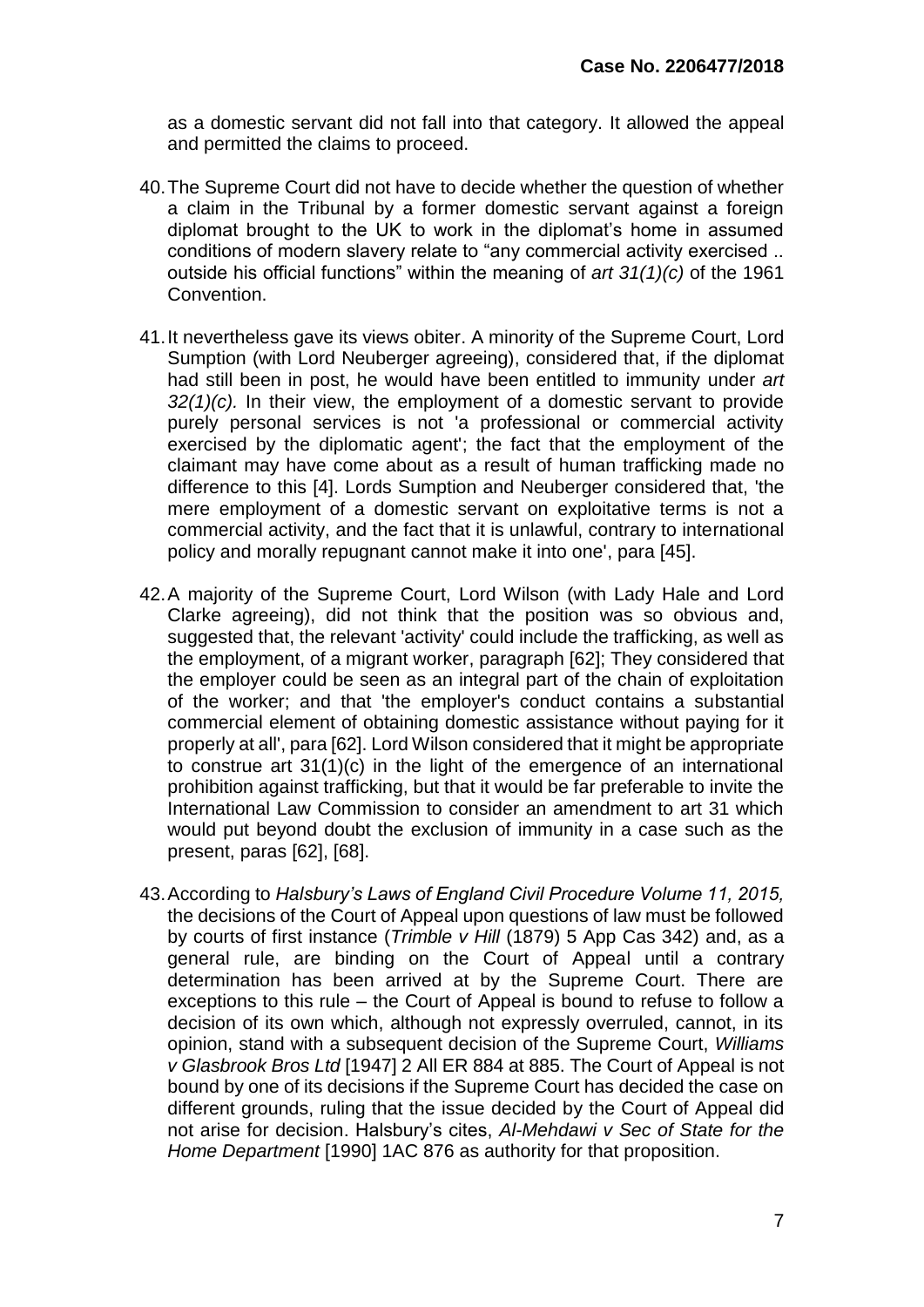as a domestic servant did not fall into that category. It allowed the appeal and permitted the claims to proceed.

40. The Supreme Court did not have to decide whether the question of whether a claim in the Tribunal by a former domestic servant against a foreign diplomat brought to the UK to work in the diplomat's home in assumed conditions of modern slavery relate to "any commercial activity exercised .. outside his official functions" within the meaning of *art 31(1)(c)* of the 1961 Convention.

41. It nevertheless gave its views obiter. A minority of the Supreme Court, Lord Sumption (with Lord Neuberger agreeing), considered that, if the diplomat had still been in post, he would have been entitled to immunity under *art 32(1)(c).* In their view, the employment of a domestic servant to provide purely personal services is not 'a professional or commercial activity exercised by the diplomatic agent'; the fact that the employment of the claimant may have come about as a result of human trafficking made no difference to this [4]. Lords Sumption and Neuberger considered that, 'the mere employment of a domestic servant on exploitative terms is not a commercial activity, and the fact that it is unlawful, contrary to international policy and morally repugnant cannot make it into one', para [45].

42. A majority of the Supreme Court, Lord Wilson (with Lady Hale and Lord Clarke agreeing), did not think that the position was so obvious and, suggested that, the relevant 'activity' could include the trafficking, as well as the employment, of a migrant worker, paragraph [62]; They considered that the employer could be seen as an integral part of the chain of exploitation of the worker; and that 'the employer's conduct contains a substantial commercial element of obtaining domestic assistance without paying for it properly at all', para [62]. Lord Wilson considered that it might be appropriate to construe art 31(1)(c) in the light of the emergence of an international prohibition against trafficking, but that it would be far preferable to invite the International Law Commission to consider an amendment to art 31 which would put beyond doubt the exclusion of immunity in a case such as the present, paras [62], [68].

43. According to *Halsbury's Laws of England Civil Procedure Volume 11, 2015,* the decisions of the Court of Appeal upon questions of law must be followed by courts of first instance (*Trimble v Hill* (1879) 5 App Cas 342) and, as a general rule, are binding on the Court of Appeal until a contrary determination has been arrived at by the Supreme Court. There are exceptions to this rule – the Court of Appeal is bound to refuse to follow a decision of its own which, although not expressly overruled, cannot, in its opinion, stand with a subsequent decision of the Supreme Court, *Williams v Glasbrook Bros Ltd* [1947] 2 All ER 884 at 885. The Court of Appeal is not bound by one of its decisions if the Supreme Court has decided the case on different grounds, ruling that the issue decided by the Court of Appeal did not arise for decision. Halsbury's cites, *Al-Mehdawi v Sec of State for the Home Department* [1990] 1AC 876 as authority for that proposition.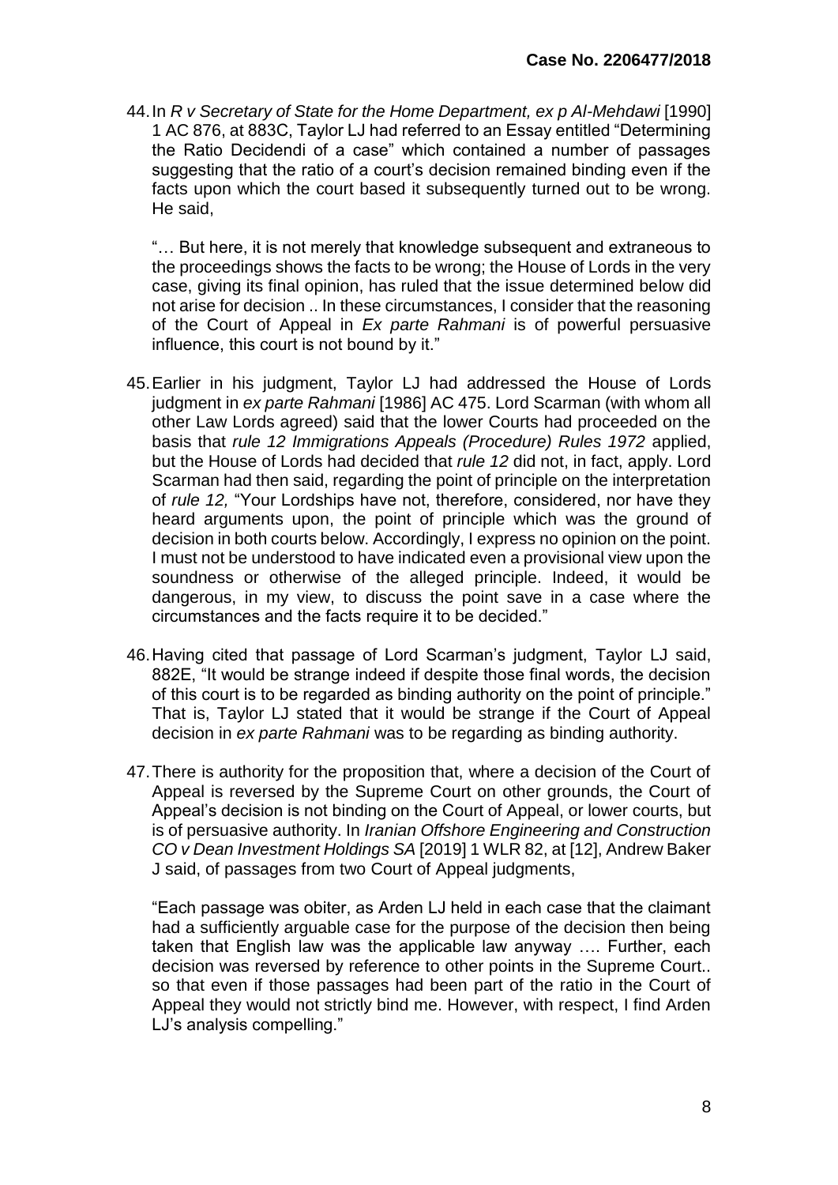44. In *R v Secretary of State for the Home Department, ex p Al-Mehdawi* [1990] 1 AC 876, at 883C, Taylor LJ had referred to an Essay entitled "Determining the Ratio Decidendi of a case" which contained a number of passages suggesting that the ratio of a court's decision remained binding even if the facts upon which the court based it subsequently turned out to be wrong. He said,

   "… But here, it is not merely that knowledge subsequent and extraneous to the proceedings shows the facts to be wrong; the House of Lords in the very case, giving its final opinion, has ruled that the issue determined below did not arise for decision .. In these circumstances, I consider that the reasoning of the Court of Appeal in *Ex parte Rahmani* is of powerful persuasive influence, this court is not bound by it."

45. Earlier in his judgment, Taylor LJ had addressed the House of Lords judgment in *ex parte Rahmani* [1986] AC 475. Lord Scarman (with whom all other Law Lords agreed) said that the lower Courts had proceeded on the basis that *rule 12 Immigrations Appeals (Procedure) Rules 1972* applied, but the House of Lords had decided that *rule 12* did not, in fact, apply. Lord Scarman had then said, regarding the point of principle on the interpretation of *rule 12,* "Your Lordships have not, therefore, considered, nor have they heard arguments upon, the point of principle which was the ground of decision in both courts below. Accordingly, I express no opinion on the point. I must not be understood to have indicated even a provisional view upon the soundness or otherwise of the alleged principle. Indeed, it would be dangerous, in my view, to discuss the point save in a case where the circumstances and the facts require it to be decided."

46. Having cited that passage of Lord Scarman's judgment, Taylor LJ said, 882E, "It would be strange indeed if despite those final words, the decision of this court is to be regarded as binding authority on the point of principle." That is, Taylor LJ stated that it would be strange if the Court of Appeal decision in *ex parte Rahmani* was to be regarding as binding authority.

47. There is authority for the proposition that, where a decision of the Court of Appeal is reversed by the Supreme Court on other grounds, the Court of Appeal's decision is not binding on the Court of Appeal, or lower courts, but is of persuasive authority. In *Iranian Offshore Engineering and Construction CO v Dean Investment Holdings SA* [2019] 1 WLR 82, at [12], Andrew Baker J said, of passages from two Court of Appeal judgments,

   "Each passage was obiter, as Arden LJ held in each case that the claimant had a sufficiently arguable case for the purpose of the decision then being taken that English law was the applicable law anyway …. Further, each decision was reversed by reference to other points in the Supreme Court.. so that even if those passages had been part of the ratio in the Court of Appeal they would not strictly bind me. However, with respect, I find Arden LJ's analysis compelling."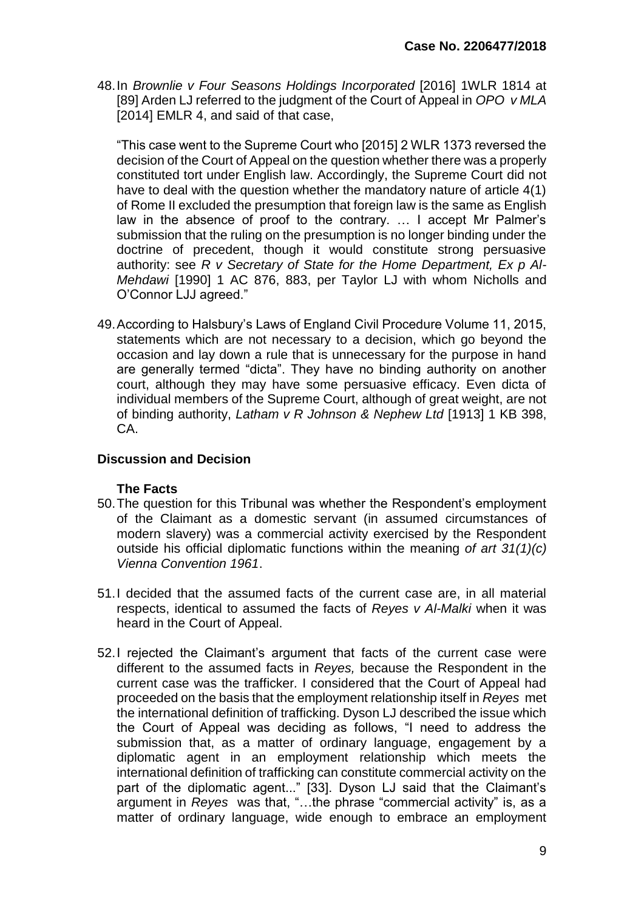48. In *Brownlie v Four Seasons Holdings Incorporated* [2016] 1WLR 1814 at [89] Arden LJ referred to the judgment of the Court of Appeal in *OPO v MLA* [2014] EMLR 4, and said of that case,

   "This case went to the Supreme Court who [2015] 2 WLR 1373 reversed the decision of the Court of Appeal on the question whether there was a properly constituted tort under English law. Accordingly, the Supreme Court did not have to deal with the question whether the mandatory nature of article 4(1) of Rome II excluded the presumption that foreign law is the same as English law in the absence of proof to the contrary. … I accept Mr Palmer's submission that the ruling on the presumption is no longer binding under the doctrine of precedent, though it would constitute strong persuasive authority: see *R v Secretary of State for the Home Department, Ex p Al-Mehdawi* [1990] 1 AC 876, 883, per Taylor LJ with whom Nicholls and O'Connor LJJ agreed."

49. According to Halsbury's Laws of England Civil Procedure Volume 11, 2015, statements which are not necessary to a decision, which go beyond the occasion and lay down a rule that is unnecessary for the purpose in hand are generally termed "dicta". They have no binding authority on another court, although they may have some persuasive efficacy. Even dicta of individual members of the Supreme Court, although of great weight, are not of binding authority, *Latham v R Johnson & Nephew Ltd* [1913] 1 KB 398, CA.

## Discussion and Decision

### The Facts

50. The question for this Tribunal was whether the Respondent's employment of the Claimant as a domestic servant (in assumed circumstances of modern slavery) was a commercial activity exercised by the Respondent outside his official diplomatic functions within the meaning *of art 31(1)(c) Vienna Convention 1961*.

51. I decided that the assumed facts of the current case are, in all material respects, identical to assumed the facts of *Reyes v Al-Malki* when it was heard in the Court of Appeal.

52. I rejected the Claimant's argument that facts of the current case were different to the assumed facts in *Reyes,* because the Respondent in the current case was the trafficker. I considered that the Court of Appeal had proceeded on the basis that the employment relationship itself in *Reyes* met the international definition of trafficking. Dyson LJ described the issue which the Court of Appeal was deciding as follows, "I need to address the submission that, as a matter of ordinary language, engagement by a diplomatic agent in an employment relationship which meets the international definition of trafficking can constitute commercial activity on the part of the diplomatic agent..." [33]. Dyson LJ said that the Claimant's argument in *Reyes* was that, "…the phrase "commercial activity" is, as a matter of ordinary language, wide enough to embrace an employment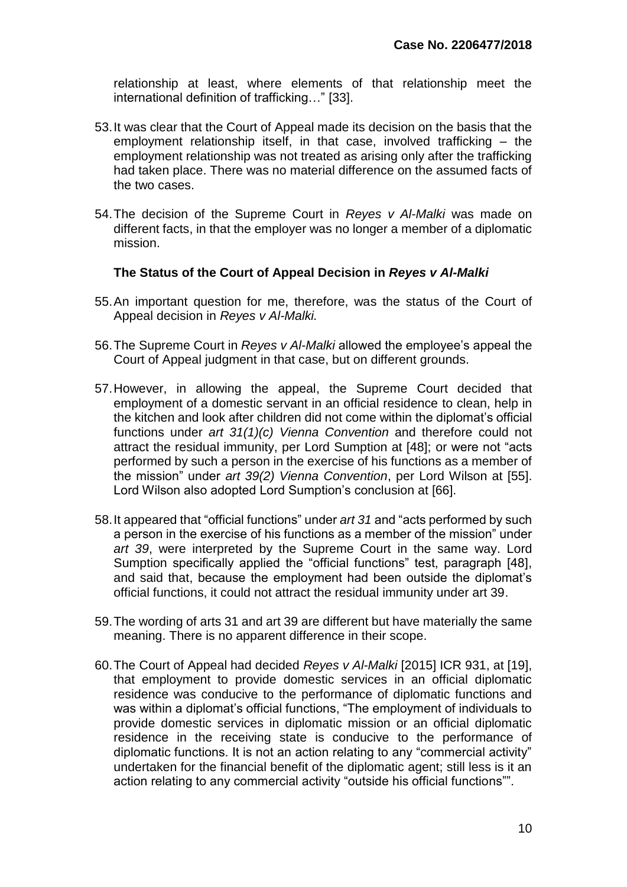relationship at least, where elements of that relationship meet the international definition of trafficking…" [33].

53. It was clear that the Court of Appeal made its decision on the basis that the employment relationship itself, in that case, involved trafficking – the employment relationship was not treated as arising only after the trafficking had taken place. There was no material difference on the assumed facts of the two cases.

54. The decision of the Supreme Court in *Reyes v Al-Malki* was made on different facts, in that the employer was no longer a member of a diplomatic mission.

### The Status of the Court of Appeal Decision in *Reyes v Al-Malki*

55. An important question for me, therefore, was the status of the Court of Appeal decision in *Reyes v Al-Malki.*

56. The Supreme Court in *Reyes v Al-Malki* allowed the employee's appeal the Court of Appeal judgment in that case, but on different grounds.

57. However, in allowing the appeal, the Supreme Court decided that employment of a domestic servant in an official residence to clean, help in the kitchen and look after children did not come within the diplomat's official functions under *art 31(1)(c) Vienna Convention* and therefore could not attract the residual immunity, per Lord Sumption at [48]; or were not "acts performed by such a person in the exercise of his functions as a member of the mission" under *art 39(2) Vienna Convention*, per Lord Wilson at [55]. Lord Wilson also adopted Lord Sumption's conclusion at [66].

58. It appeared that "official functions" under *art 31* and "acts performed by such a person in the exercise of his functions as a member of the mission" under *art 39*, were interpreted by the Supreme Court in the same way. Lord Sumption specifically applied the "official functions" test, paragraph [48], and said that, because the employment had been outside the diplomat's official functions, it could not attract the residual immunity under art 39.

59. The wording of arts 31 and art 39 are different but have materially the same meaning. There is no apparent difference in their scope.

60. The Court of Appeal had decided *Reyes v Al-Malki* [2015] ICR 931, at [19], that employment to provide domestic services in an official diplomatic residence was conducive to the performance of diplomatic functions and was within a diplomat's official functions, "The employment of individuals to provide domestic services in diplomatic mission or an official diplomatic residence in the receiving state is conducive to the performance of diplomatic functions. It is not an action relating to any "commercial activity" undertaken for the financial benefit of the diplomatic agent; still less is it an action relating to any commercial activity "outside his official functions"".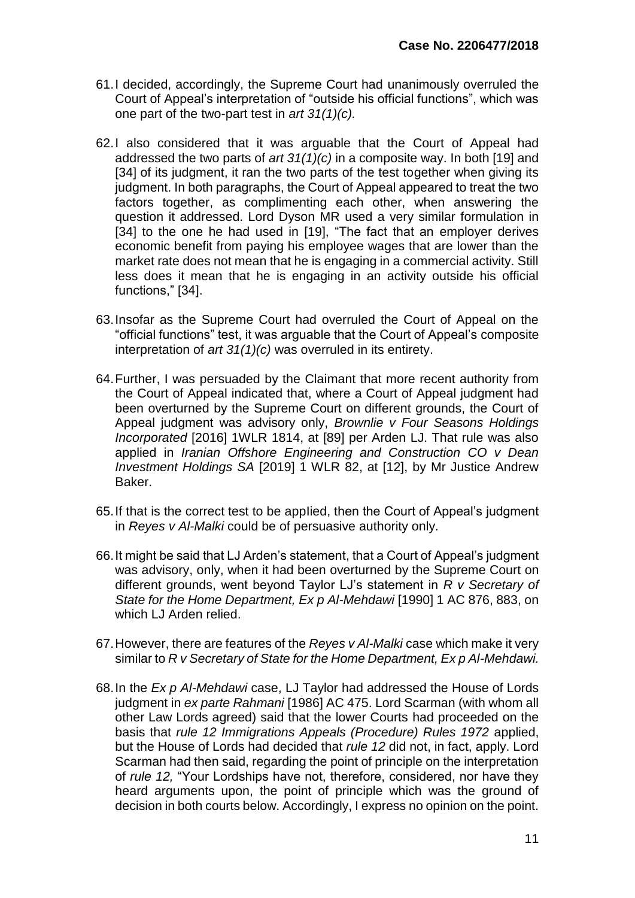61. I decided, accordingly, the Supreme Court had unanimously overruled the Court of Appeal's interpretation of "outside his official functions", which was one part of the two-part test in *art 31(1)(c).*

62. I also considered that it was arguable that the Court of Appeal had addressed the two parts of *art 31(1)(c)* in a composite way. In both [19] and [34] of its judgment, it ran the two parts of the test together when giving its judgment. In both paragraphs, the Court of Appeal appeared to treat the two factors together, as complimenting each other, when answering the question it addressed. Lord Dyson MR used a very similar formulation in [34] to the one he had used in [19], "The fact that an employer derives economic benefit from paying his employee wages that are lower than the market rate does not mean that he is engaging in a commercial activity. Still less does it mean that he is engaging in an activity outside his official functions," [34].

63. Insofar as the Supreme Court had overruled the Court of Appeal on the "official functions" test, it was arguable that the Court of Appeal's composite interpretation of *art 31(1)(c)* was overruled in its entirety.

64. Further, I was persuaded by the Claimant that more recent authority from the Court of Appeal indicated that, where a Court of Appeal judgment had been overturned by the Supreme Court on different grounds, the Court of Appeal judgment was advisory only, *Brownlie v Four Seasons Holdings Incorporated* [2016] 1WLR 1814, at [89] per Arden LJ. That rule was also applied in *Iranian Offshore Engineering and Construction CO v Dean Investment Holdings SA* [2019] 1 WLR 82, at [12], by Mr Justice Andrew Baker.

65. If that is the correct test to be applied, then the Court of Appeal's judgment in *Reyes v Al-Malki* could be of persuasive authority only.

66. It might be said that LJ Arden's statement, that a Court of Appeal's judgment was advisory, only, when it had been overturned by the Supreme Court on different grounds, went beyond Taylor LJ's statement in *R v Secretary of State for the Home Department, Ex p Al-Mehdawi* [1990] 1 AC 876, 883, on which LJ Arden relied.

67. However, there are features of the *Reyes v Al-Malki* case which make it very similar to *R v Secretary of State for the Home Department, Ex p Al-Mehdawi.*

68. In the *Ex p Al-Mehdawi* case, LJ Taylor had addressed the House of Lords judgment in *ex parte Rahmani* [1986] AC 475. Lord Scarman (with whom all other Law Lords agreed) said that the lower Courts had proceeded on the basis that *rule 12 Immigrations Appeals (Procedure) Rules 1972* applied, but the House of Lords had decided that *rule 12* did not, in fact, apply. Lord Scarman had then said, regarding the point of principle on the interpretation of *rule 12,* "Your Lordships have not, therefore, considered, nor have they heard arguments upon, the point of principle which was the ground of decision in both courts below. Accordingly, I express no opinion on the point.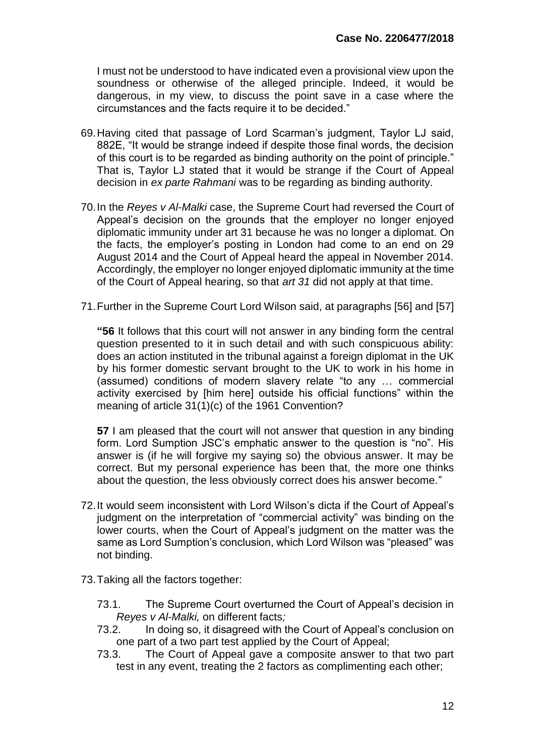I must not be understood to have indicated even a provisional view upon the soundness or otherwise of the alleged principle. Indeed, it would be dangerous, in my view, to discuss the point save in a case where the circumstances and the facts require it to be decided."

69. Having cited that passage of Lord Scarman's judgment, Taylor LJ said, 882E, "It would be strange indeed if despite those final words, the decision of this court is to be regarded as binding authority on the point of principle." That is, Taylor LJ stated that it would be strange if the Court of Appeal decision in *ex parte Rahmani* was to be regarding as binding authority.

70. In the *Reyes v Al-Malki* case, the Supreme Court had reversed the Court of Appeal's decision on the grounds that the employer no longer enjoyed diplomatic immunity under art 31 because he was no longer a diplomat. On the facts, the employer's posting in London had come to an end on 29 August 2014 and the Court of Appeal heard the appeal in November 2014. Accordingly, the employer no longer enjoyed diplomatic immunity at the time of the Court of Appeal hearing, so that *art 31* did not apply at that time.

71. Further in the Supreme Court Lord Wilson said, at paragraphs [56] and [57]

**"56** It follows that this court will not answer in any binding form the central question presented to it in such detail and with such conspicuous ability: does an action instituted in the tribunal against a foreign diplomat in the UK by his former domestic servant brought to the UK to work in his home in (assumed) conditions of modern slavery relate "to any … commercial activity exercised by [him here] outside his official functions" within the meaning of article 31(1)(c) of the 1961 Convention?

**57** I am pleased that the court will not answer that question in any binding form. Lord Sumption JSC's emphatic answer to the question is "no". His answer is (if he will forgive my saying so) the obvious answer. It may be correct. But my personal experience has been that, the more one thinks about the question, the less obviously correct does his answer become."

72. It would seem inconsistent with Lord Wilson's dicta if the Court of Appeal's judgment on the interpretation of "commercial activity" was binding on the lower courts, when the Court of Appeal's judgment on the matter was the same as Lord Sumption's conclusion, which Lord Wilson was "pleased" was not binding.

73. Taking all the factors together:

    73.1. The Supreme Court overturned the Court of Appeal's decision in *Reyes v Al-Malki,* on different facts*;*

    73.2. In doing so, it disagreed with the Court of Appeal's conclusion on one part of a two part test applied by the Court of Appeal;

    73.3. The Court of Appeal gave a composite answer to that two part test in any event, treating the 2 factors as complimenting each other;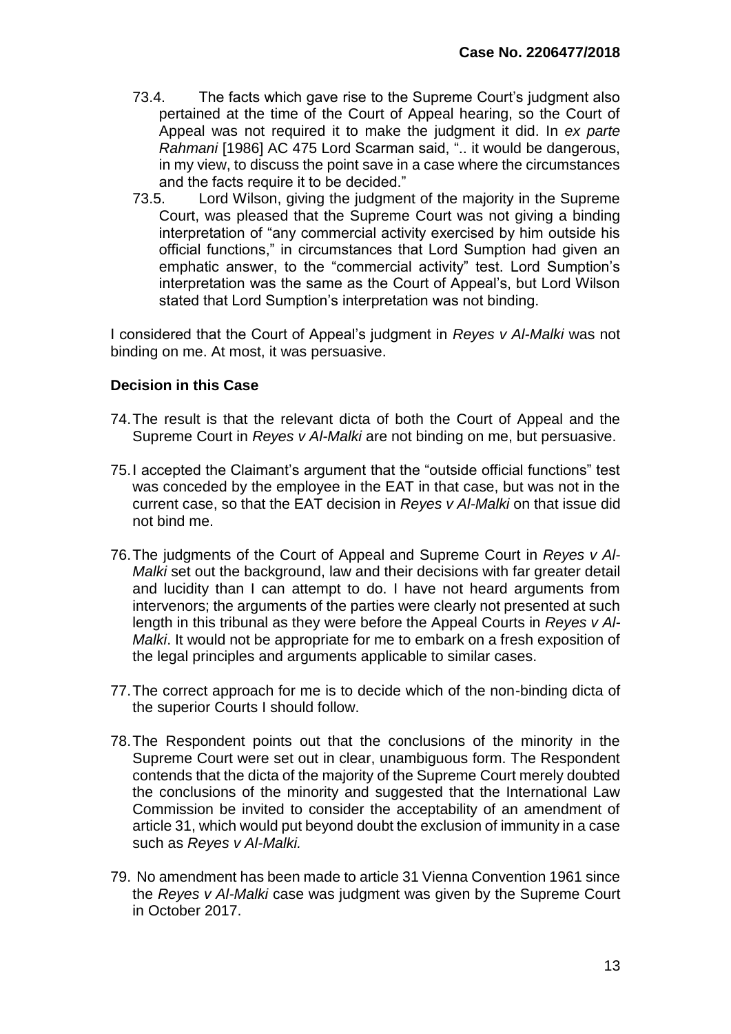73.4. The facts which gave rise to the Supreme Court's judgment also pertained at the time of the Court of Appeal hearing, so the Court of Appeal was not required it to make the judgment it did. In *ex parte Rahmani* [1986] AC 475 Lord Scarman said, ".. it would be dangerous, in my view, to discuss the point save in a case where the circumstances and the facts require it to be decided."

73.5. Lord Wilson, giving the judgment of the majority in the Supreme Court, was pleased that the Supreme Court was not giving a binding interpretation of "any commercial activity exercised by him outside his official functions," in circumstances that Lord Sumption had given an emphatic answer, to the "commercial activity" test. Lord Sumption's interpretation was the same as the Court of Appeal's, but Lord Wilson stated that Lord Sumption's interpretation was not binding.

I considered that the Court of Appeal's judgment in *Reyes v Al-Malki* was not binding on me. At most, it was persuasive.

**Decision in this Case**

74. The result is that the relevant dicta of both the Court of Appeal and the Supreme Court in *Reyes v Al-Malki* are not binding on me, but persuasive.

75. I accepted the Claimant's argument that the "outside official functions" test was conceded by the employee in the EAT in that case, but was not in the current case, so that the EAT decision in *Reyes v Al-Malki* on that issue did not bind me.

76. The judgments of the Court of Appeal and Supreme Court in *Reyes v Al-Malki* set out the background, law and their decisions with far greater detail and lucidity than I can attempt to do. I have not heard arguments from intervenors; the arguments of the parties were clearly not presented at such length in this tribunal as they were before the Appeal Courts in *Reyes v Al-Malki*. It would not be appropriate for me to embark on a fresh exposition of the legal principles and arguments applicable to similar cases.

77. The correct approach for me is to decide which of the non-binding dicta of the superior Courts I should follow.

78. The Respondent points out that the conclusions of the minority in the Supreme Court were set out in clear, unambiguous form. The Respondent contends that the dicta of the majority of the Supreme Court merely doubted the conclusions of the minority and suggested that the International Law Commission be invited to consider the acceptability of an amendment of article 31, which would put beyond doubt the exclusion of immunity in a case such as *Reyes v Al-Malki.*

79. No amendment has been made to article 31 Vienna Convention 1961 since the *Reyes v Al-Malki* case was judgment was given by the Supreme Court in October 2017.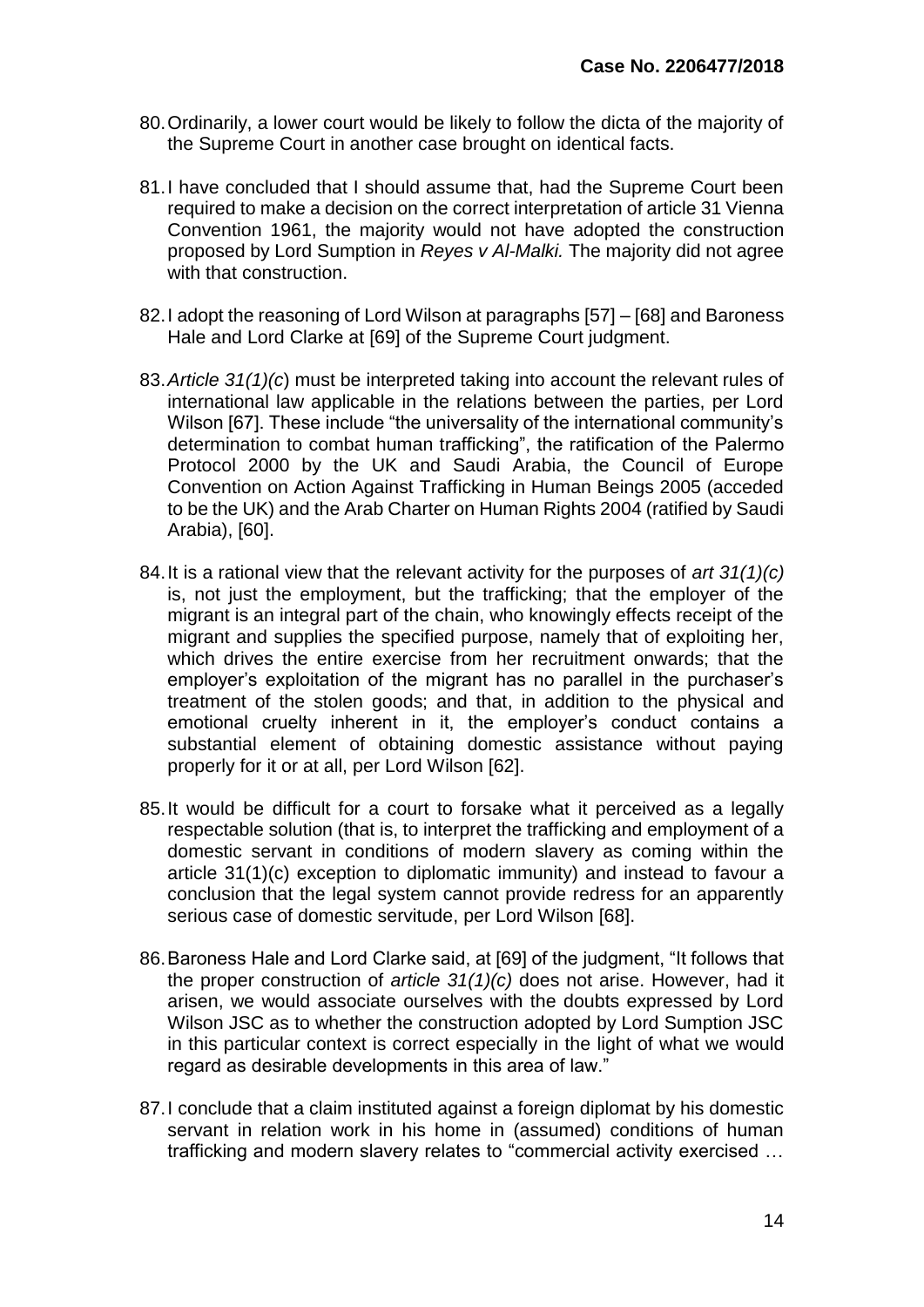80. Ordinarily, a lower court would be likely to follow the dicta of the majority of the Supreme Court in another case brought on identical facts.

81. I have concluded that I should assume that, had the Supreme Court been required to make a decision on the correct interpretation of article 31 Vienna Convention 1961, the majority would not have adopted the construction proposed by Lord Sumption in *Reyes v Al-Malki.* The majority did not agree with that construction.

82. I adopt the reasoning of Lord Wilson at paragraphs [57] – [68] and Baroness Hale and Lord Clarke at [69] of the Supreme Court judgment.

83. *Article 31(1)(c*) must be interpreted taking into account the relevant rules of international law applicable in the relations between the parties, per Lord Wilson [67]. These include "the universality of the international community's determination to combat human trafficking", the ratification of the Palermo Protocol 2000 by the UK and Saudi Arabia, the Council of Europe Convention on Action Against Trafficking in Human Beings 2005 (acceded to be the UK) and the Arab Charter on Human Rights 2004 (ratified by Saudi Arabia), [60].

84. It is a rational view that the relevant activity for the purposes of *art 31(1)(c)* is, not just the employment, but the trafficking; that the employer of the migrant is an integral part of the chain, who knowingly effects receipt of the migrant and supplies the specified purpose, namely that of exploiting her, which drives the entire exercise from her recruitment onwards; that the employer's exploitation of the migrant has no parallel in the purchaser's treatment of the stolen goods; and that, in addition to the physical and emotional cruelty inherent in it, the employer's conduct contains a substantial element of obtaining domestic assistance without paying properly for it or at all, per Lord Wilson [62].

85. It would be difficult for a court to forsake what it perceived as a legally respectable solution (that is, to interpret the trafficking and employment of a domestic servant in conditions of modern slavery as coming within the article 31(1)(c) exception to diplomatic immunity) and instead to favour a conclusion that the legal system cannot provide redress for an apparently serious case of domestic servitude, per Lord Wilson [68].

86. Baroness Hale and Lord Clarke said, at [69] of the judgment, "It follows that the proper construction of *article 31(1)(c)* does not arise. However, had it arisen, we would associate ourselves with the doubts expressed by Lord Wilson JSC as to whether the construction adopted by Lord Sumption JSC in this particular context is correct especially in the light of what we would regard as desirable developments in this area of law."

87. I conclude that a claim instituted against a foreign diplomat by his domestic servant in relation work in his home in (assumed) conditions of human trafficking and modern slavery relates to "commercial activity exercised …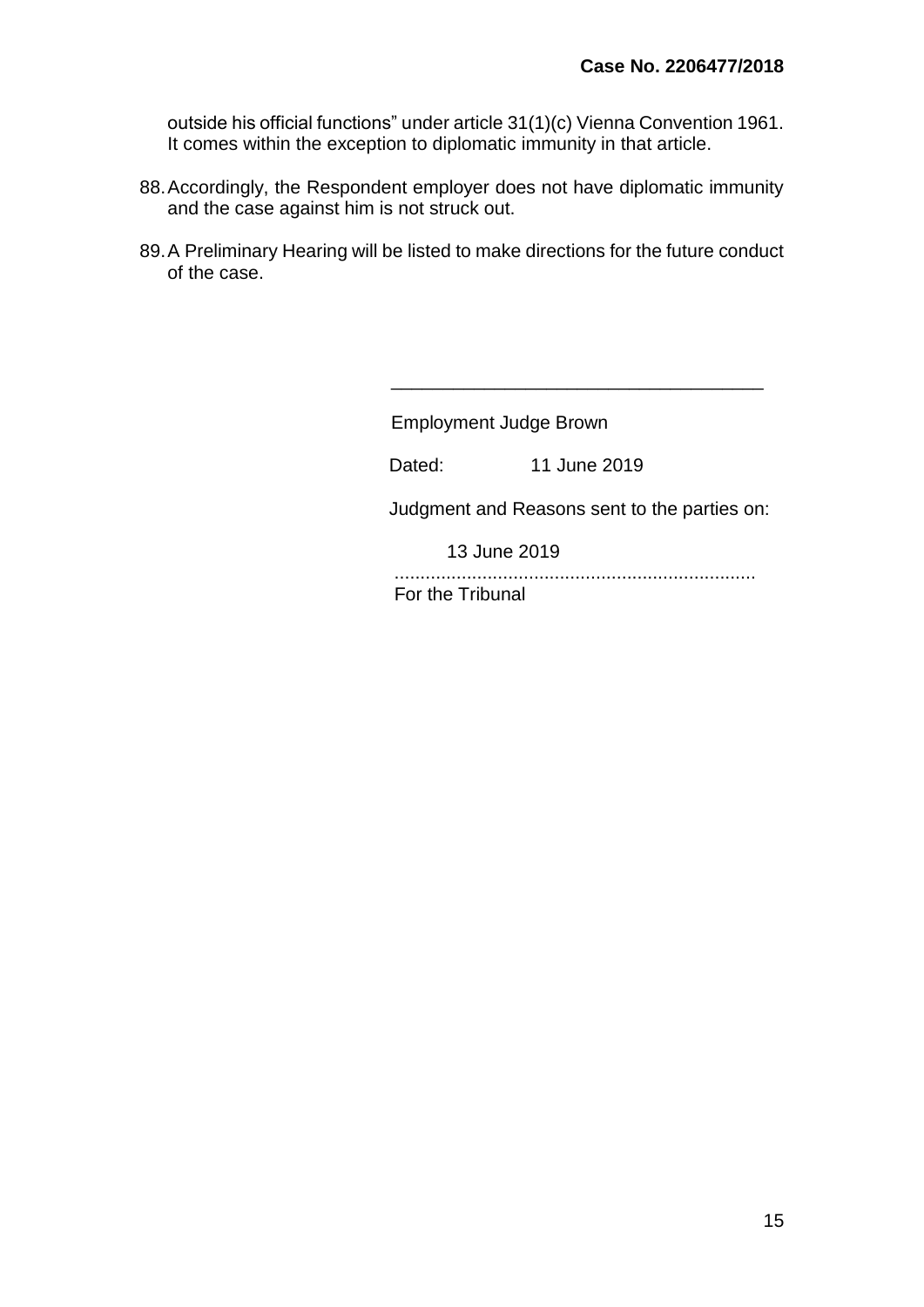outside his official functions" under article 31(1)(c) Vienna Convention 1961. It comes within the exception to diplomatic immunity in that article.

88. Accordingly, the Respondent employer does not have diplomatic immunity and the case against him is not struck out.

89. A Preliminary Hearing will be listed to make directions for the future conduct of the case.

\_\_\_\_\_\_\_\_\_\_\_\_\_\_\_\_\_\_\_\_\_\_\_\_\_\_\_\_\_\_\_\_\_\_\_\_

Employment Judge Brown

Dated: 11 June 2019

Judgment and Reasons sent to the parties on:

13 June 2019

......................................................................

For the Tribunal